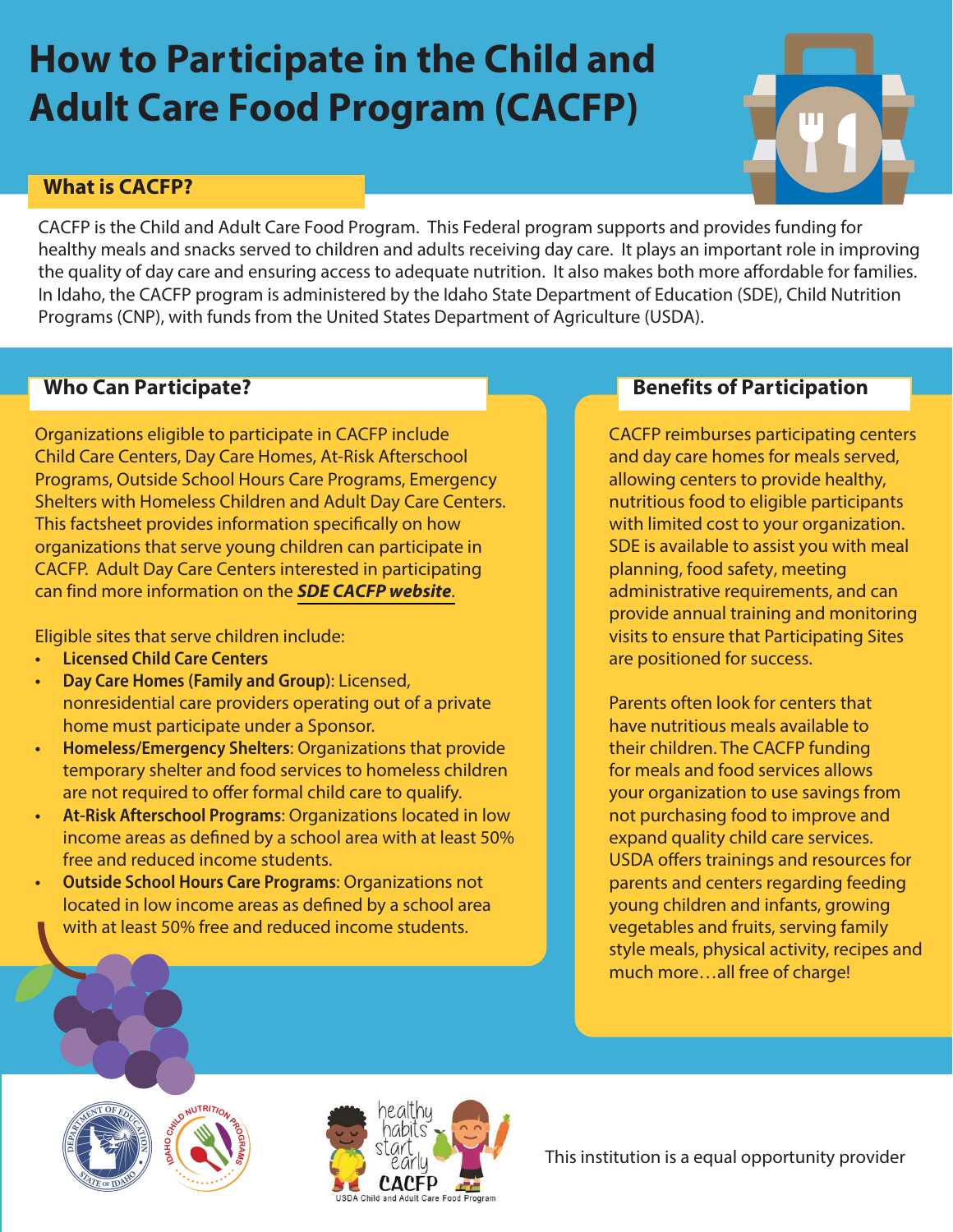# How to Participate in the Child and Adult Care Food Program (CACFP)

## What is CACFP?

CACFP is the Child and Adult Care Food Program. This Federal program supports and provides funding for healthy meals and snacks served to children and adults receiving day care. It plays an important role in improving the quality of day care and ensuring access to adequate nutrition. It also makes both more affordable for families. In Idaho, the CACFP program is administered by the Idaho State Department of Education (SDE), Child Nutrition Programs (CNP), with funds from the United States Department of Agriculture (USDA).

## Who Can Participate?

Organizations eligible to participate in CACFP include Child Care Centers, Day Care Homes, At-Risk Afterschool Programs, Outside School Hours Care Programs, Emergency Shelters with Homeless Children and Adult Day Care Centers. This factsheet provides information specifically on how organizations that serve young children can participate in CACFP. Adult Day Care Centers interested in participating can find more information on the ***SDE CACFP website***.

Eligible sites that serve children include:

- **Licensed Child Care Centers**
- **Day Care Homes (Family and Group)**: Licensed, nonresidential care providers operating out of a private home must participate under a Sponsor.
- **Homeless/Emergency Shelters**: Organizations that provide temporary shelter and food services to homeless children are not required to offer formal child care to qualify.
- **At-Risk Afterschool Programs**: Organizations located in low income areas as defined by a school area with at least 50% free and reduced income students.
- **Outside School Hours Care Programs**: Organizations not located in low income areas as defined by a school area with at least 50% free and reduced income students.

## Benefits of Participation

CACFP reimburses participating centers and day care homes for meals served, allowing centers to provide healthy, nutritious food to eligible participants with limited cost to your organization. SDE is available to assist you with meal planning, food safety, meeting administrative requirements, and can provide annual training and monitoring visits to ensure that Participating Sites are positioned for success.

Parents often look for centers that have nutritious meals available to their children. The CACFP funding for meals and food services allows your organization to use savings from not purchasing food to improve and expand quality child care services. USDA offers trainings and resources for parents and centers regarding feeding young children and infants, growing vegetables and fruits, serving family style meals, physical activity, recipes and much more…all free of charge!

This institution is a equal opportunity provider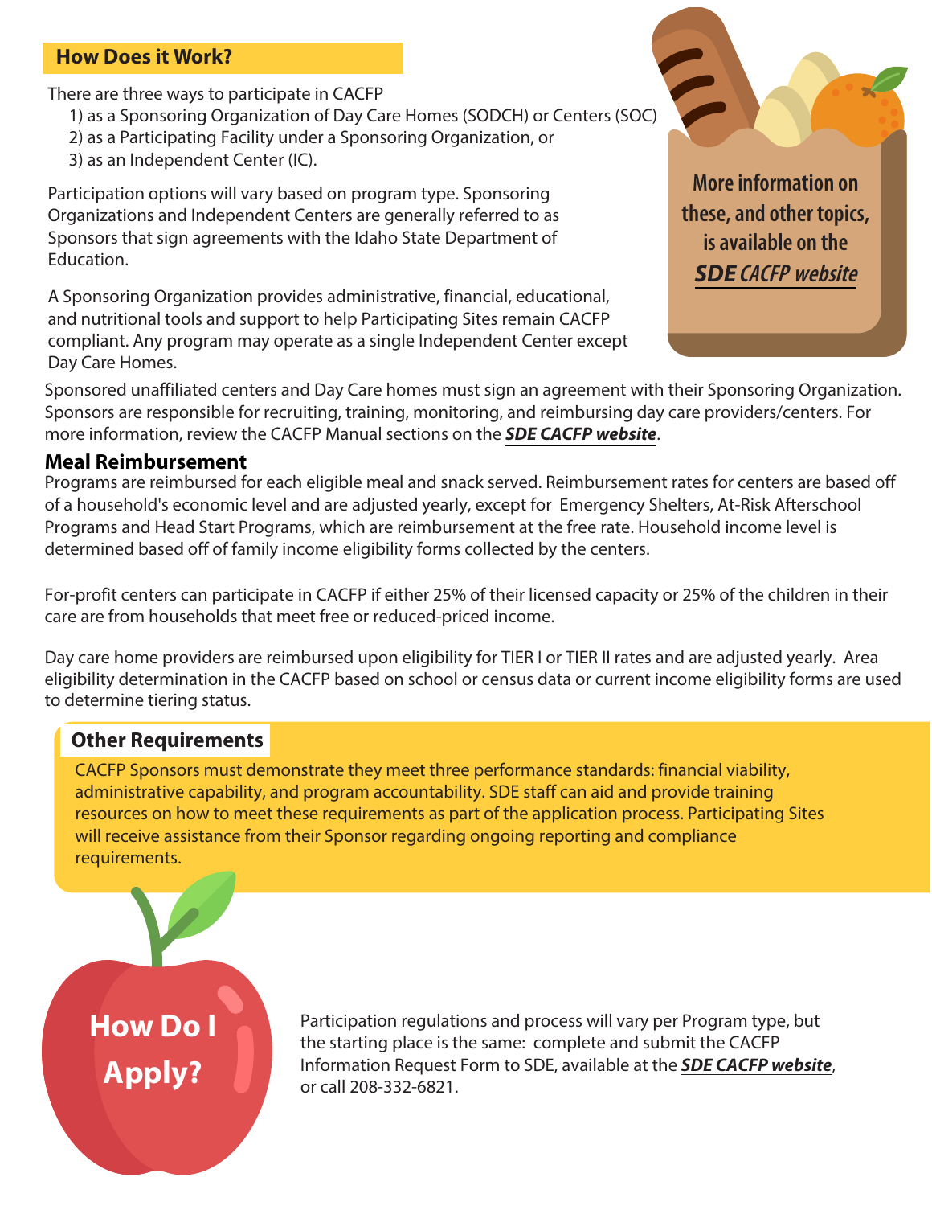## How Does it Work?

There are three ways to participate in CACFP

1) as a Sponsoring Organization of Day Care Homes (SODCH) or Centers (SOC)
2) as a Participating Facility under a Sponsoring Organization, or
3) as an Independent Center (IC).

Participation options will vary based on program type. Sponsoring Organizations and Independent Centers are generally referred to as Sponsors that sign agreements with the Idaho State Department of Education.

A Sponsoring Organization provides administrative, financial, educational, and nutritional tools and support to help Participating Sites remain CACFP compliant. Any program may operate as a single Independent Center except Day Care Homes.

More information on these, and other topics, is available on the ***SDE CACFP website***

Sponsored unaffiliated centers and Day Care homes must sign an agreement with their Sponsoring Organization. Sponsors are responsible for recruiting, training, monitoring, and reimbursing day care providers/centers. For more information, review the CACFP Manual sections on the ***SDE CACFP website***.

### Meal Reimbursement

Programs are reimbursed for each eligible meal and snack served. Reimbursement rates for centers are based off of a household's economic level and are adjusted yearly, except for Emergency Shelters, At-Risk Afterschool Programs and Head Start Programs, which are reimbursement at the free rate. Household income level is determined based off of family income eligibility forms collected by the centers.

For-profit centers can participate in CACFP if either 25% of their licensed capacity or 25% of the children in their care are from households that meet free or reduced-priced income.

Day care home providers are reimbursed upon eligibility for TIER I or TIER II rates and are adjusted yearly. Area eligibility determination in the CACFP based on school or census data or current income eligibility forms are used to determine tiering status.

### Other Requirements

CACFP Sponsors must demonstrate they meet three performance standards: financial viability, administrative capability, and program accountability. SDE staff can aid and provide training resources on how to meet these requirements as part of the application process. Participating Sites will receive assistance from their Sponsor regarding ongoing reporting and compliance requirements.

## How Do I Apply?

Participation regulations and process will vary per Program type, but the starting place is the same: complete and submit the CACFP Information Request Form to SDE, available at the ***SDE CACFP website***, or call 208-332-6821.